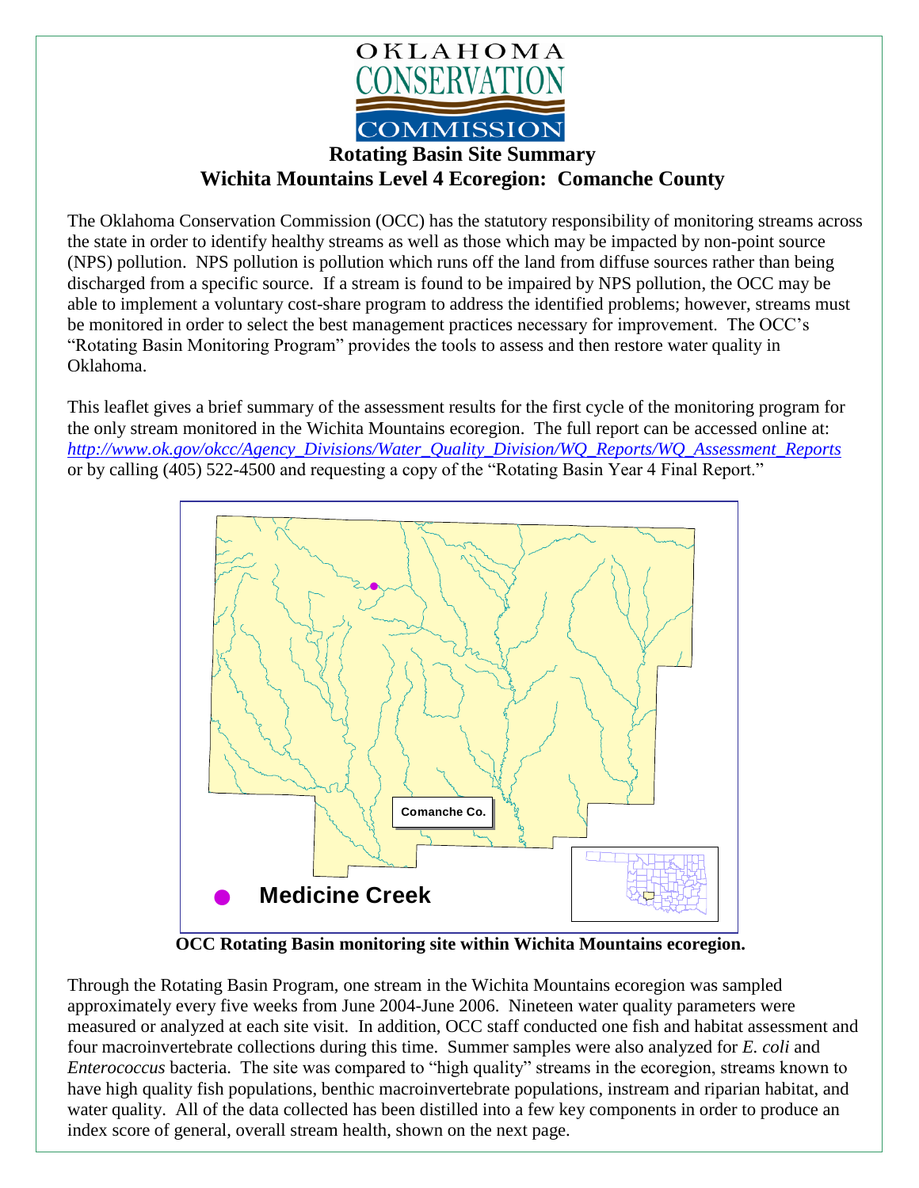OKLAHOMA CONSERVATION COMMISSION

# Rotating Basin Site Summary
## Wichita Mountains Level 4 Ecoregion: Comanche County

The Oklahoma Conservation Commission (OCC) has the statutory responsibility of monitoring streams across the state in order to identify healthy streams as well as those which may be impacted by non-point source (NPS) pollution. NPS pollution is pollution which runs off the land from diffuse sources rather than being discharged from a specific source. If a stream is found to be impaired by NPS pollution, the OCC may be able to implement a voluntary cost-share program to address the identified problems; however, streams must be monitored in order to select the best management practices necessary for improvement. The OCC's "Rotating Basin Monitoring Program" provides the tools to assess and then restore water quality in Oklahoma.

This leaflet gives a brief summary of the assessment results for the first cycle of the monitoring program for the only stream monitored in the Wichita Mountains ecoregion. The full report can be accessed online at: *http://www.ok.gov/okcc/Agency_Divisions/Water_Quality_Division/WQ_Reports/WQ_Assessment_Reports* or by calling (405) 522-4500 and requesting a copy of the "Rotating Basin Year 4 Final Report."

Comanche Co.

Medicine Creek

**OCC Rotating Basin monitoring site within Wichita Mountains ecoregion.**

Through the Rotating Basin Program, one stream in the Wichita Mountains ecoregion was sampled approximately every five weeks from June 2004-June 2006. Nineteen water quality parameters were measured or analyzed at each site visit. In addition, OCC staff conducted one fish and habitat assessment and four macroinvertebrate collections during this time. Summer samples were also analyzed for *E. coli* and *Enterococcus* bacteria. The site was compared to "high quality" streams in the ecoregion, streams known to have high quality fish populations, benthic macroinvertebrate populations, instream and riparian habitat, and water quality. All of the data collected has been distilled into a few key components in order to produce an index score of general, overall stream health, shown on the next page.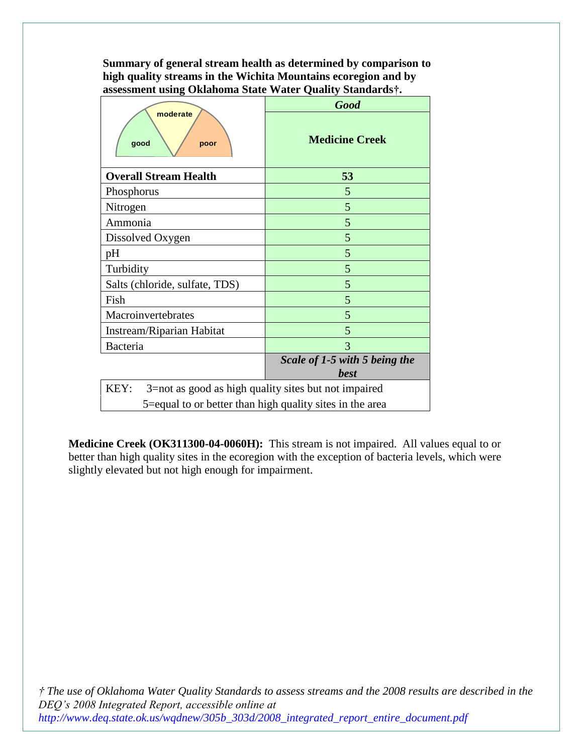**Summary of general stream health as determined by comparison to high quality streams in the Wichita Mountains ecoregion and by assessment using Oklahoma State Water Quality Standards†.**

| good / moderate / poor | ***Good*** **Medicine Creek** |
|---|---|
| **Overall Stream Health** | **53** |
| Phosphorus | 5 |
| Nitrogen | 5 |
| Ammonia | 5 |
| Dissolved Oxygen | 5 |
| pH | 5 |
| Turbidity | 5 |
| Salts (chloride, sulfate, TDS) | 5 |
| Fish | 5 |
| Macroinvertebrates | 5 |
| Instream/Riparian Habitat | 5 |
| Bacteria | 3 |
| | ***Scale of 1-5 with 5 being the best*** |

KEY: 3=not as good as high quality sites but not impaired
5=equal to or better than high quality sites in the area

**Medicine Creek (OK311300-04-0060H):** This stream is not impaired. All values equal to or better than high quality sites in the ecoregion with the exception of bacteria levels, which were slightly elevated but not high enough for impairment.

*† The use of Oklahoma Water Quality Standards to assess streams and the 2008 results are described in the DEQ's 2008 Integrated Report, accessible online at http://www.deq.state.ok.us/wqdnew/305b_303d/2008_integrated_report_entire_document.pdf*